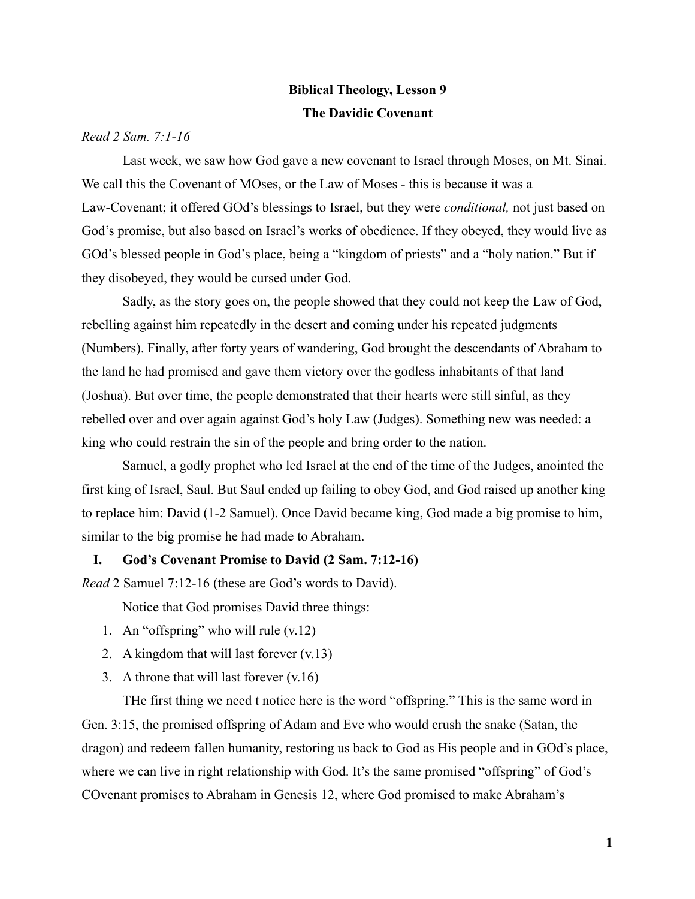**Biblical Theology, Lesson 9**

**The Davidic Covenant**

*Read 2 Sam. 7:1-16*

Last week, we saw how God gave a new covenant to Israel through Moses, on Mt. Sinai. We call this the Covenant of MOses, or the Law of Moses - this is because it was a Law-Covenant; it offered GOd's blessings to Israel, but they were *conditional,* not just based on God's promise, but also based on Israel's works of obedience. If they obeyed, they would live as GOd's blessed people in God's place, being a "kingdom of priests" and a "holy nation." But if they disobeyed, they would be cursed under God.

Sadly, as the story goes on, the people showed that they could not keep the Law of God, rebelling against him repeatedly in the desert and coming under his repeated judgments (Numbers). Finally, after forty years of wandering, God brought the descendants of Abraham to the land he had promised and gave them victory over the godless inhabitants of that land (Joshua). But over time, the people demonstrated that their hearts were still sinful, as they rebelled over and over again against God's holy Law (Judges). Something new was needed: a king who could restrain the sin of the people and bring order to the nation.

Samuel, a godly prophet who led Israel at the end of the time of the Judges, anointed the first king of Israel, Saul. But Saul ended up failing to obey God, and God raised up another king to replace him: David (1-2 Samuel). Once David became king, God made a big promise to him, similar to the big promise he had made to Abraham.

## I. God's Covenant Promise to David (2 Sam. 7:12-16)

*Read* 2 Samuel 7:12-16 (these are God's words to David).

Notice that God promises David three things:

1. An "offspring" who will rule (v.12)
2. A kingdom that will last forever (v.13)
3. A throne that will last forever (v.16)

THe first thing we need t notice here is the word "offspring." This is the same word in Gen. 3:15, the promised offspring of Adam and Eve who would crush the snake (Satan, the dragon) and redeem fallen humanity, restoring us back to God as His people and in GOd's place, where we can live in right relationship with God. It's the same promised "offspring" of God's COvenant promises to Abraham in Genesis 12, where God promised to make Abraham's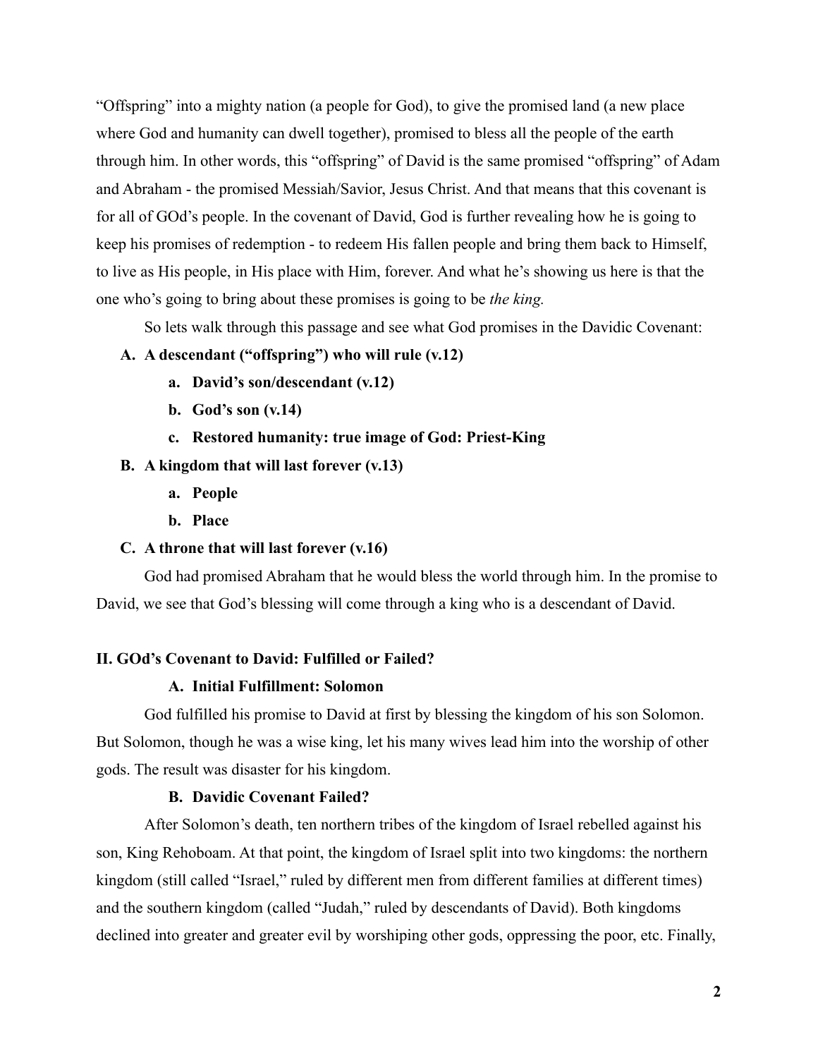"Offspring" into a mighty nation (a people for God), to give the promised land (a new place where God and humanity can dwell together), promised to bless all the people of the earth through him. In other words, this "offspring" of David is the same promised "offspring" of Adam and Abraham - the promised Messiah/Savior, Jesus Christ. And that means that this covenant is for all of GOd's people. In the covenant of David, God is further revealing how he is going to keep his promises of redemption - to redeem His fallen people and bring them back to Himself, to live as His people, in His place with Him, forever. And what he's showing us here is that the one who's going to bring about these promises is going to be *the king.*

So lets walk through this passage and see what God promises in the Davidic Covenant:

- **A. A descendant ("offspring") who will rule (v.12)**
  - **a. David's son/descendant (v.12)**
  - **b. God's son (v.14)**
  - **c. Restored humanity: true image of God: Priest-King**
- **B. A kingdom that will last forever (v.13)**
  - **a. People**
  - **b. Place**
- **C. A throne that will last forever (v.16)**

God had promised Abraham that he would bless the world through him. In the promise to David, we see that God's blessing will come through a king who is a descendant of David.

## II. GOd's Covenant to David: Fulfilled or Failed?

### A. Initial Fulfillment: Solomon

God fulfilled his promise to David at first by blessing the kingdom of his son Solomon. But Solomon, though he was a wise king, let his many wives lead him into the worship of other gods. The result was disaster for his kingdom.

### B. Davidic Covenant Failed?

After Solomon's death, ten northern tribes of the kingdom of Israel rebelled against his son, King Rehoboam. At that point, the kingdom of Israel split into two kingdoms: the northern kingdom (still called "Israel," ruled by different men from different families at different times) and the southern kingdom (called "Judah," ruled by descendants of David). Both kingdoms declined into greater and greater evil by worshiping other gods, oppressing the poor, etc. Finally,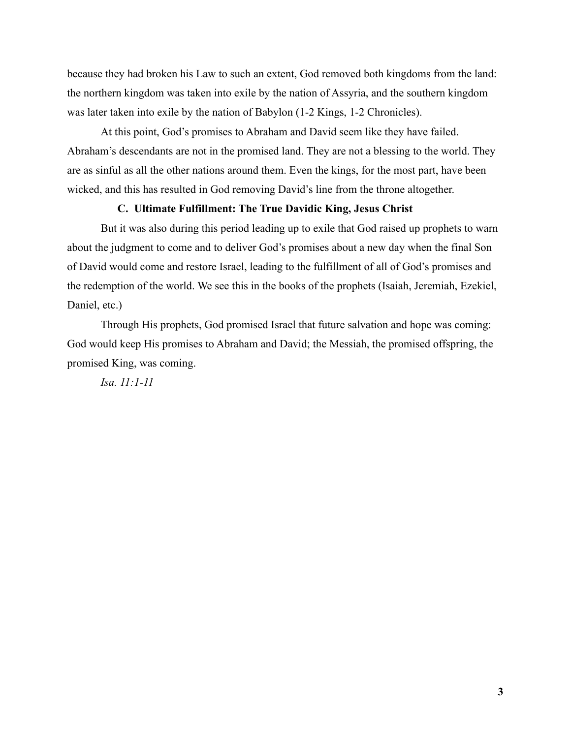because they had broken his Law to such an extent, God removed both kingdoms from the land: the northern kingdom was taken into exile by the nation of Assyria, and the southern kingdom was later taken into exile by the nation of Babylon (1-2 Kings, 1-2 Chronicles).

At this point, God's promises to Abraham and David seem like they have failed. Abraham's descendants are not in the promised land. They are not a blessing to the world. They are as sinful as all the other nations around them. Even the kings, for the most part, have been wicked, and this has resulted in God removing David's line from the throne altogether.

### C. Ultimate Fulfillment: The True Davidic King, Jesus Christ

But it was also during this period leading up to exile that God raised up prophets to warn about the judgment to come and to deliver God's promises about a new day when the final Son of David would come and restore Israel, leading to the fulfillment of all of God's promises and the redemption of the world. We see this in the books of the prophets (Isaiah, Jeremiah, Ezekiel, Daniel, etc.)

Through His prophets, God promised Israel that future salvation and hope was coming: God would keep His promises to Abraham and David; the Messiah, the promised offspring, the promised King, was coming.

*Isa. 11:1-11*